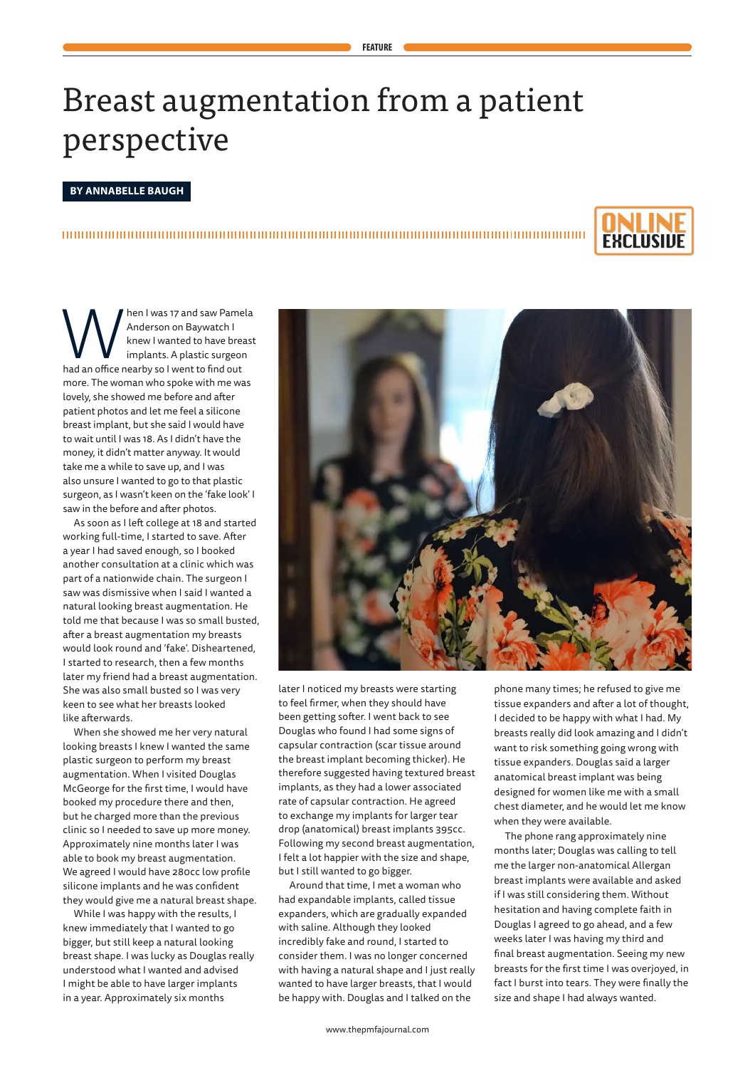FEATURE

# Breast augmentation from a patient perspective

**BY ANNABELLE BAUGH**

ONLINE EXCLUSIVE

When I was 17 and saw Pamela Anderson on Baywatch I knew I wanted to have breast implants. A plastic surgeon had an office nearby so I went to find out more. The woman who spoke with me was lovely, she showed me before and after patient photos and let me feel a silicone breast implant, but she said I would have to wait until I was 18. As I didn't have the money, it didn't matter anyway. It would take me a while to save up, and I was also unsure I wanted to go to that plastic surgeon, as I wasn't keen on the 'fake look' I saw in the before and after photos.

As soon as I left college at 18 and started working full-time, I started to save. After a year I had saved enough, so I booked another consultation at a clinic which was part of a nationwide chain. The surgeon I saw was dismissive when I said I wanted a natural looking breast augmentation. He told me that because I was so small busted, after a breast augmentation my breasts would look round and 'fake'. Disheartened, I started to research, then a few months later my friend had a breast augmentation. She was also small busted so I was very keen to see what her breasts looked like afterwards.

When she showed me her very natural looking breasts I knew I wanted the same plastic surgeon to perform my breast augmentation. When I visited Douglas McGeorge for the first time, I would have booked my procedure there and then, but he charged more than the previous clinic so I needed to save up more money. Approximately nine months later I was able to book my breast augmentation. We agreed I would have 280cc low profile silicone implants and he was confident they would give me a natural breast shape.

While I was happy with the results, I knew immediately that I wanted to go bigger, but still keep a natural looking breast shape. I was lucky as Douglas really understood what I wanted and advised I might be able to have larger implants in a year. Approximately six months later I noticed my breasts were starting to feel firmer, when they should have been getting softer. I went back to see Douglas who found I had some signs of capsular contraction (scar tissue around the breast implant becoming thicker). He therefore suggested having textured breast implants, as they had a lower associated rate of capsular contraction. He agreed to exchange my implants for larger tear drop (anatomical) breast implants 395cc. Following my second breast augmentation, I felt a lot happier with the size and shape, but I still wanted to go bigger.

Around that time, I met a woman who had expandable implants, called tissue expanders, which are gradually expanded with saline. Although they looked incredibly fake and round, I started to consider them. I was no longer concerned with having a natural shape and I just really wanted to have larger breasts, that I would be happy with. Douglas and I talked on the phone many times; he refused to give me tissue expanders and after a lot of thought, I decided to be happy with what I had. My breasts really did look amazing and I didn't want to risk something going wrong with tissue expanders. Douglas said a larger anatomical breast implant was being designed for women like me with a small chest diameter, and he would let me know when they were available.

The phone rang approximately nine months later; Douglas was calling to tell me the larger non-anatomical Allergan breast implants were available and asked if I was still considering them. Without hesitation and having complete faith in Douglas I agreed to go ahead, and a few weeks later I was having my third and final breast augmentation. Seeing my new breasts for the first time I was overjoyed, in fact I burst into tears. They were finally the size and shape I had always wanted.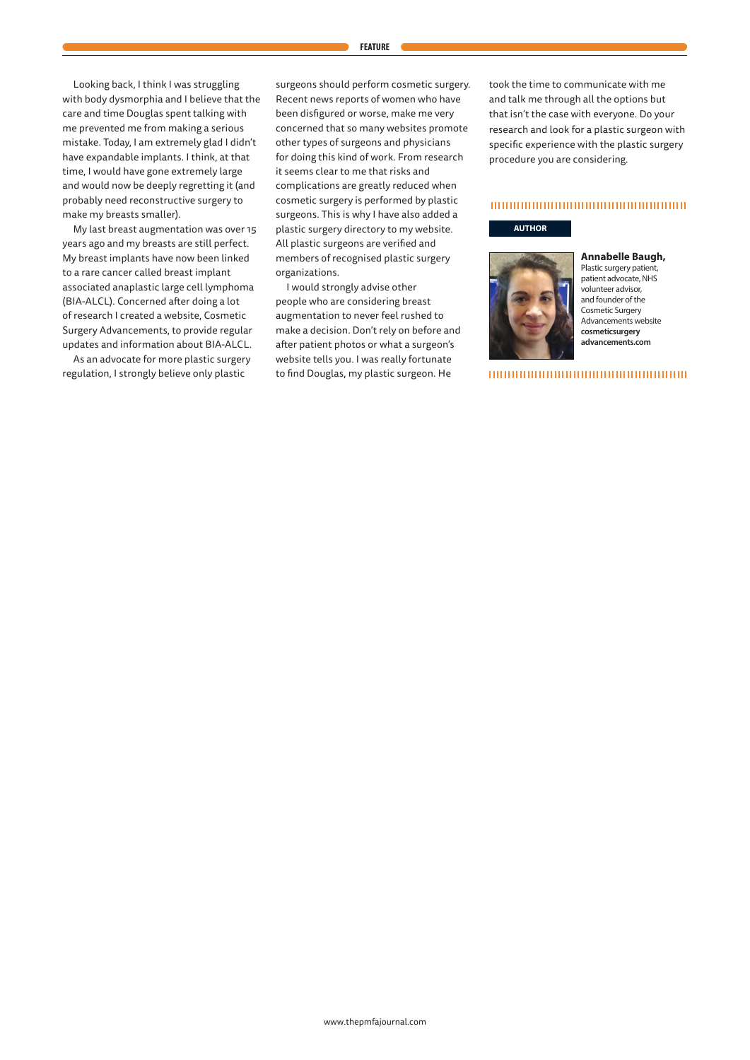Looking back, I think I was struggling with body dysmorphia and I believe that the care and time Douglas spent talking with me prevented me from making a serious mistake. Today, I am extremely glad I didn't have expandable implants. I think, at that time, I would have gone extremely large and would now be deeply regretting it (and probably need reconstructive surgery to make my breasts smaller).

My last breast augmentation was over 15 years ago and my breasts are still perfect. My breast implants have now been linked to a rare cancer called breast implant associated anaplastic large cell lymphoma (BIA-ALCL). Concerned after doing a lot of research I created a website, Cosmetic Surgery Advancements, to provide regular updates and information about BIA-ALCL.

As an advocate for more plastic surgery regulation, I strongly believe only plastic surgeons should perform cosmetic surgery. Recent news reports of women who have been disfigured or worse, make me very concerned that so many websites promote other types of surgeons and physicians for doing this kind of work. From research it seems clear to me that risks and complications are greatly reduced when cosmetic surgery is performed by plastic surgeons. This is why I have also added a plastic surgery directory to my website. All plastic surgeons are verified and members of recognised plastic surgery organizations.

I would strongly advise other people who are considering breast augmentation to never feel rushed to make a decision. Don't rely on before and after patient photos or what a surgeon's website tells you. I was really fortunate to find Douglas, my plastic surgeon. He took the time to communicate with me and talk me through all the options but that isn't the case with everyone. Do your research and look for a plastic surgeon with specific experience with the plastic surgery procedure you are considering.

**AUTHOR**

**Annabelle Baugh,**
Plastic surgery patient, patient advocate, NHS volunteer advisor, and founder of the Cosmetic Surgery Advancements website **cosmeticsurgery advancements.com**